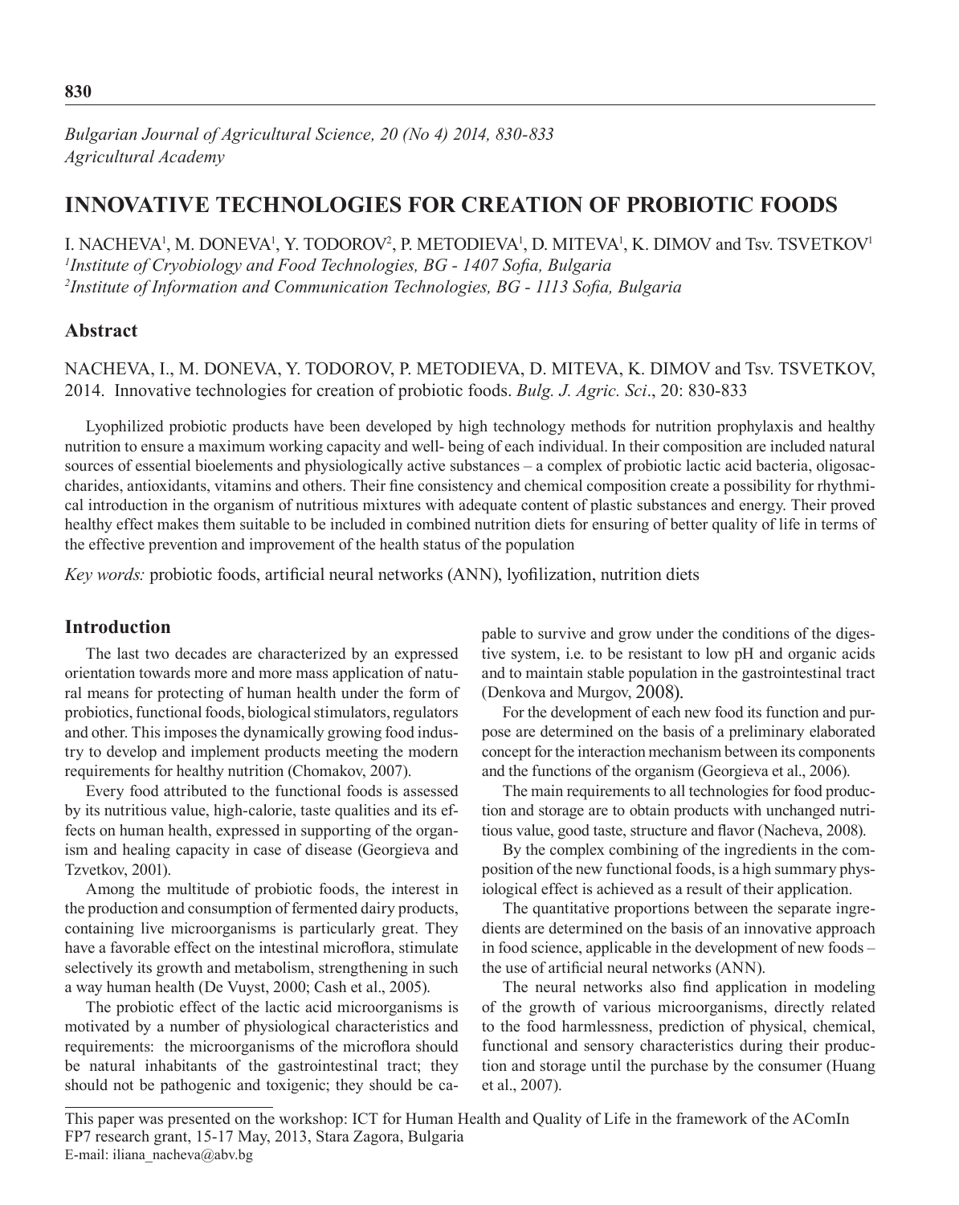# INNOVATIVE TECHNOLOGIES FOR CREATION OF PROBIOTIC FOODS

I. NACHEVA[1], M. DONEVA[1], Y. TODOROV[2], P. METODIEVA[1], D. MITEVA[1], K. DIMOV and Tsv. TSVETKOV[1]

[1]*Institute of Cryobiology and Food Technologies, BG - 1407 Sofia, Bulgaria*
[2]*Institute of Information and Communication Technologies, BG - 1113 Sofia, Bulgaria*

## Abstract

NACHEVA, I., M. DONEVA, Y. TODOROV, P. METODIEVA, D. MITEVA, K. DIMOV and Tsv. TSVETKOV, 2014. Innovative technologies for creation of probiotic foods. *Bulg. J. Agric. Sci*., 20: 830-833

Lyophilized probiotic products have been developed by high technology methods for nutrition prophylaxis and healthy nutrition to ensure a maximum working capacity and well- being of each individual. In their composition are included natural sources of essential bioelements and physiologically active substances – a complex of probiotic lactic acid bacteria, oligosaccharides, antioxidants, vitamins and others. Their fine consistency and chemical composition create a possibility for rhythmical introduction in the organism of nutritious mixtures with adequate content of plastic substances and energy. Their proved healthy effect makes them suitable to be included in combined nutrition diets for ensuring of better quality of life in terms of the effective prevention and improvement of the health status of the population

*Key words:* probiotic foods, artificial neural networks (ANN), lyofilization, nutrition diets

## Introduction

The last two decades are characterized by an expressed orientation towards more and more mass application of natural means for protecting of human health under the form of probiotics, functional foods, biological stimulators, regulators and other. This imposes the dynamically growing food industry to develop and implement products meeting the modern requirements for healthy nutrition (Chomakov, 2007).

Every food attributed to the functional foods is assessed by its nutritious value, high-calorie, taste qualities and its effects on human health, expressed in supporting of the organism and healing capacity in case of disease (Georgieva and Tzvetkov, 2001).

Among the multitude of probiotic foods, the interest in the production and consumption of fermented dairy products, containing live microorganisms is particularly great. They have a favorable effect on the intestinal microflora, stimulate selectively its growth and metabolism, strengthening in such a way human health (De Vuyst, 2000; Cash et al., 2005).

The probiotic effect of the lactic acid microorganisms is motivated by a number of physiological characteristics and requirements: the microorganisms of the microflora should be natural inhabitants of the gastrointestinal tract; they should not be pathogenic and toxigenic; they should be capable to survive and grow under the conditions of the digestive system, i.e. to be resistant to low pH and organic acids and to maintain stable population in the gastrointestinal tract (Denkova and Murgov, 2008).

For the development of each new food its function and purpose are determined on the basis of a preliminary elaborated concept for the interaction mechanism between its components and the functions of the organism (Georgieva et al., 2006).

The main requirements to all technologies for food production and storage are to obtain products with unchanged nutritious value, good taste, structure and flavor (Nacheva, 2008).

By the complex combining of the ingredients in the composition of the new functional foods, is a high summary physiological effect is achieved as a result of their application.

The quantitative proportions between the separate ingredients are determined on the basis of an innovative approach in food science, applicable in the development of new foods – the use of artificial neural networks (ANN).

The neural networks also find application in modeling of the growth of various microorganisms, directly related to the food harmlessness, prediction of physical, chemical, functional and sensory characteristics during their production and storage until the purchase by the consumer (Huang et al., 2007).

---

This paper was presented on the workshop: ICT for Human Health and Quality of Life in the framework of the AComIn FP7 research grant, 15-17 May, 2013, Stara Zagora, Bulgaria
E-mail: iliana_nacheva@abv.bg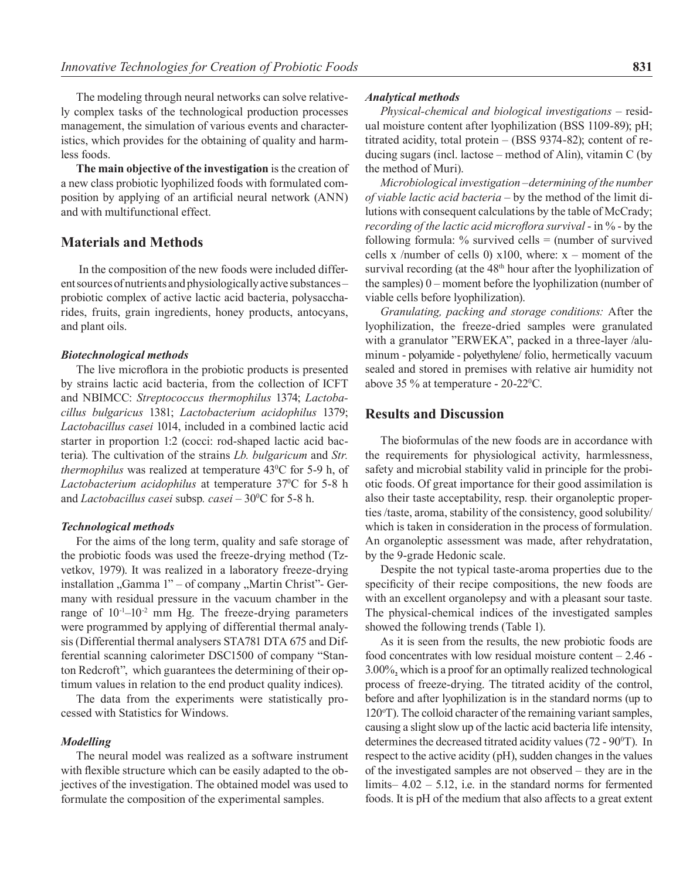The modeling through neural networks can solve relatively complex tasks of the technological production processes management, the simulation of various events and characteristics, which provides for the obtaining of quality and harmless foods.

**The main objective of the investigation** is the creation of a new class probiotic lyophilized foods with formulated composition by applying of an artificial neural network (ANN) and with multifunctional effect.

## Materials and Methods

In the composition of the new foods were included different sources of nutrients and physiologically active substances – probiotic complex of active lactic acid bacteria, polysaccharides, fruits, grain ingredients, honey products, antocyans, and plant oils.

### *Biotechnological methods*

The live microflora in the probiotic products is presented by strains lactic acid bacteria, from the collection of ICFT and NBIMCC: *Streptococcus thermophilus* 1374; *Lactobacillus bulgaricus* 1381; *Lactobacterium acidophilus* 1379; *Lactobacillus casei* 1014, included in a combined lactic acid starter in proportion 1:2 (cocci: rod-shaped lactic acid bacteria). The cultivation of the strains *Lb. bulgaricum* and *Str. thermophilus* was realized at temperature 43$^0$C for 5-9 h, of *Lactobacterium acidophilus* at temperature 37$^0$C for 5-8 h and *Lactobacillus casei* subsp*. casei* – 30$^0$C for 5-8 h.

### *Technological methods*

For the aims of the long term, quality and safe storage of the probiotic foods was used the freeze-drying method (Tzvetkov, 1979). It was realized in a laboratory freeze-drying installation „Gamma 1" – of company „Martin Christ"- Germany with residual pressure in the vacuum chamber in the range of $10^{-1}$–$10^{-2}$ mm Hg. The freeze-drying parameters were programmed by applying of differential thermal analysis (Differential thermal analysers STA781 DTA 675 and Differential scanning calorimeter DSC1500 of company "Stanton Redcroft", which guarantees the determining of their optimum values in relation to the end product quality indices).

The data from the experiments were statistically processed with Statistics for Windows.

### *Modelling*

The neural model was realized as a software instrument with flexible structure which can be easily adapted to the objectives of the investigation. The obtained model was used to formulate the composition of the experimental samples.

### *Analytical methods*

*Physical-chemical and biological investigations* – residual moisture content after lyophilization (BSS 1109-89); pH; titrated acidity, total protein – (BSS 9374-82); content of reducing sugars (incl. lactose – method of Alin), vitamin C (by the method of Muri).

*Microbiological investigation –determining of the number of viable lactic acid bacteria* – by the method of the limit dilutions with consequent calculations by the table of McCrady; *recording of the lactic acid microflora survival* - in % - by the following formula: % survived cells = (number of survived cells x /number of cells 0) x100, where: x – moment of the survival recording (at the 48$^{th}$ hour after the lyophilization of the samples) 0 – moment before the lyophilization (number of viable cells before lyophilization).

*Granulating, packing and storage conditions:* After the lyophilization, the freeze-dried samples were granulated with a granulator "ERWEKA", packed in a three-layer /aluminum - polyamide - polyethylene/ folio, hermetically vacuum sealed and stored in premises with relative air humidity not above 35 % at temperature - 20-22$^0$C.

## Results and Discussion

The bioformulas of the new foods are in accordance with the requirements for physiological activity, harmlessness, safety and microbial stability valid in principle for the probiotic foods. Of great importance for their good assimilation is also their taste acceptability, resp. their organoleptic properties /taste, aroma, stability of the consistency, good solubility/ which is taken in consideration in the process of formulation. An organoleptic assessment was made, after rehydratation, by the 9-grade Hedonic scale.

Despite the not typical taste-aroma properties due to the specificity of their recipe compositions, the new foods are with an excellent organolepsy and with a pleasant sour taste. The physical-chemical indices of the investigated samples showed the following trends (Table 1).

As it is seen from the results, the new probiotic foods are food concentrates with low residual moisture content – 2.46 - 3.00%, which is a proof for an optimally realized technological process of freeze-drying. The titrated acidity of the control, before and after lyophilization is in the standard norms (up to 120$^o$T). The colloid character of the remaining variant samples, causing a slight slow up of the lactic acid bacteria life intensity, determines the decreased titrated acidity values (72 - 90$^0$T). In respect to the active acidity (pH), sudden changes in the values of the investigated samples are not observed – they are in the limits– 4.02 – 5.12, i.e. in the standard norms for fermented foods. It is pH of the medium that also affects to a great extent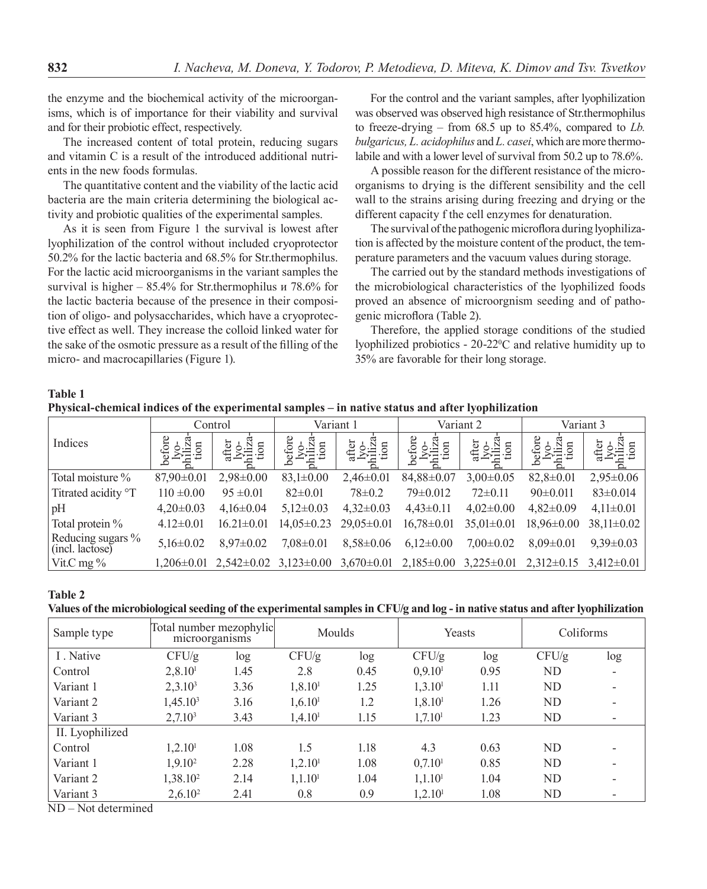the enzyme and the biochemical activity of the microorganisms, which is of importance for their viability and survival and for their probiotic effect, respectively.

The increased content of total protein, reducing sugars and vitamin C is a result of the introduced additional nutrients in the new foods formulas.

The quantitative content and the viability of the lactic acid bacteria are the main criteria determining the biological activity and probiotic qualities of the experimental samples.

As it is seen from Figure 1 the survival is lowest after lyophilization of the control without included cryoprotector 50.2% for the lactic bacteria and 68.5% for Str.thermophilus. For the lactic acid microorganisms in the variant samples the survival is higher – 85.4% for Str.thermophilus и 78.6% for the lactic bacteria because of the presence in their composition of oligo- and polysaccharides, which have a cryoprotective effect as well. They increase the colloid linked water for the sake of the osmotic pressure as a result of the filling of the micro- and macrocapillaries (Figure 1).

For the control and the variant samples, after lyophilization was observed was observed high resistance of Str.thermophilus to freeze-drying – from 68.5 up to 85.4%, compared to *Lb. bulgaricus, L. acidophilus* and *L. casei*, which are more thermolabile and with a lower level of survival from 50.2 up to 78.6%.

A possible reason for the different resistance of the microorganisms to drying is the different sensibility and the cell wall to the strains arising during freezing and drying or the different capacity f the cell enzymes for denaturation.

The survival of the pathogenic microflora during lyophilization is affected by the moisture content of the product, the temperature parameters and the vacuum values during storage.

The carried out by the standard methods investigations of the microbiological characteristics of the lyophilized foods proved an absence of microorgnism seeding and of pathogenic microflora (Table 2).

Therefore, the applied storage conditions of the studied lyophilized probiotics - 20-22$^0$C and relative humidity up to 35% are favorable for their long storage.

**Table 1**
**Physical-chemical indices of the experimental samples – in native status and after lyophilization**

| Indices | Control | | Variant 1 | | Variant 2 | | Variant 3 | |
|---|---|---|---|---|---|---|---|---|
| | before lyophilization | after lyophilization | before lyophilization | after lyophilization | before lyophilization | after lyophilization | before lyophilization | after lyophilization |
| Total moisture % | 87,90±0.01 | 2,98±0.00 | 83,1±0.00 | 2,46±0.01 | 84,88±0.07 | 3,00±0.05 | 82,8±0.01 | 2,95±0.06 |
| Titrated acidity °T | 110 ±0.00 | 95 ±0.01 | 82±0.01 | 78±0.2 | 79±0.012 | 72±0.11 | 90±0.011 | 83±0.014 |
| pH | 4,20±0.03 | 4,16±0.04 | 5,12±0.03 | 4,32±0.03 | 4,43±0.11 | 4,02±0.00 | 4,82±0.09 | 4,11±0.01 |
| Total protein % | 4.12±0.01 | 16.21±0.01 | 14,05±0.23 | 29,05±0.01 | 16,78±0.01 | 35,01±0.01 | 18,96±0.00 | 38,11±0.02 |
| Reducing sugars % (incl. lactose) | 5,16±0.02 | 8,97±0.02 | 7,08±0.01 | 8,58±0.06 | 6,12±0.00 | 7,00±0.02 | 8,09±0.01 | 9,39±0.03 |
| Vit.C mg % | 1,206±0.01 | 2,542±0.02 | 3,123±0.00 | 3,670±0.01 | 2,185±0.00 | 3,225±0.01 | 2,312±0.15 | 3,412±0.01 |

**Table 2**
**Values of the microbiological seeding of the experimental samples in CFU/g and log - in native status and after lyophilization**

| Sample type | Total number mezophylic microorganisms | | Moulds | | Yeasts | | Coliforms | |
|---|---|---|---|---|---|---|---|---|
| I . Native | CFU/g | log | CFU/g | log | CFU/g | log | CFU/g | log |
| Control | $2,8.10^1$ | 1.45 | 2.8 | 0.45 | $0,9.10^1$ | 0.95 | ND | - |
| Variant 1 | $2,3.10^3$ | 3.36 | $1,8.10^1$ | 1.25 | $1,3.10^1$ | 1.11 | ND | - |
| Variant 2 | $1,45.10^3$ | 3.16 | $1,6.10^1$ | 1.2 | $1,8.10^1$ | 1.26 | ND | - |
| Variant 3 | $2,7.10^3$ | 3.43 | $1,4.10^1$ | 1.15 | $1,7.10^1$ | 1.23 | ND | - |
| II. Lyophilized | | | | | | | | |
| Control | $1,2.10^1$ | 1.08 | 1.5 | 1.18 | 4.3 | 0.63 | ND | - |
| Variant 1 | $1,9.10^2$ | 2.28 | $1,2.10^1$ | 1.08 | $0,7.10^1$ | 0.85 | ND | - |
| Variant 2 | $1,38.10^2$ | 2.14 | $1,1.10^1$ | 1.04 | $1,1.10^1$ | 1.04 | ND | - |
| Variant 3 | $2,6.10^2$ | 2.41 | 0.8 | 0.9 | $1,2.10^1$ | 1.08 | ND | - |

ND – Not determined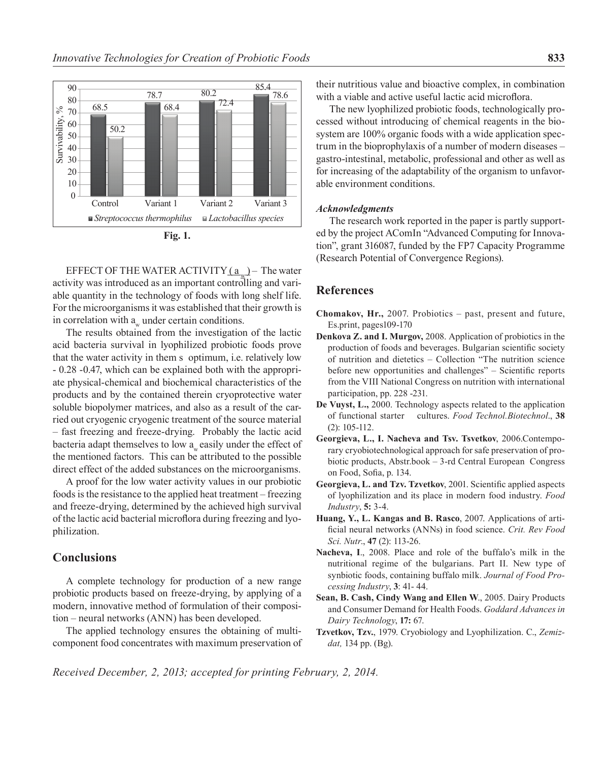90
80
70
60
50
40
30
20
10
0

Survivability, %

68.5
50.2
78.7
68.4
80.2
72.4
85.4
78.6

Control
Variant 1
Variant 2
Variant 3

*Streptococcus thermophilus* *Lactobacillus species*

**Fig. 1.**

EFFECT OF THE WATER ACTIVITY ( $a_w$ ) – The water activity was introduced as an important controlling and variable quantity in the technology of foods with long shelf life. For the microorganisms it was established that their growth is in correlation with $a_w$ under certain conditions.

The results obtained from the investigation of the lactic acid bacteria survival in lyophilized probiotic foods prove that the water activity in them s optimum, i.e. relatively low - 0.28 -0.47, which can be explained both with the appropriate physical-chemical and biochemical characteristics of the products and by the contained therein cryoprotective water soluble biopolymer matrices, and also as a result of the carried out cryogenic cryogenic treatment of the source material – fast freezing and freeze-drying. Probably the lactic acid bacteria adapt themselves to low $a_w$ easily under the effect of the mentioned factors. This can be attributed to the possible direct effect of the added substances on the microorganisms.

A proof for the low water activity values in our probiotic foods is the resistance to the applied heat treatment – freezing and freeze-drying, determined by the achieved high survival of the lactic acid bacterial microflora during freezing and lyophilization.

## Conclusions

A complete technology for production of a new range probiotic products based on freeze-drying, by applying of a modern, innovative method of formulation of their composition – neural networks (ANN) has been developed.

The applied technology ensures the obtaining of multi-component food concentrates with maximum preservation of their nutritious value and bioactive complex, in combination with a viable and active useful lactic acid microflora.

The new lyophilized probiotic foods, technologically processed without introducing of chemical reagents in the biosystem are 100% organic foods with a wide application spectrum in the bioprophylaxis of a number of modern diseases – gastro-intestinal, metabolic, professional and other as well as for increasing of the adaptability of the organism to unfavorable environment conditions.

### *Acknowledgments*

The research work reported in the paper is partly supported by the project AComIn "Advanced Computing for Innovation", grant 316087, funded by the FP7 Capacity Programme (Research Potential of Convergence Regions).

## References

**Chomakov, Hr.,** 2007. Probiotics – past, present and future, Es.print, pages109-170

**Denkova Z. and I. Murgov,** 2008. Application of probiotics in the production of foods and beverages. Bulgarian scientific society of nutrition and dietetics – Collection "The nutrition science before new opportunities and challenges" – Scientific reports from the VIII National Congress on nutrition with international participation, pp. 228 -231.

**De Vuyst, L.,** 2000. Technology aspects related to the application of functional starter cultures. *Food Technol.Biotechnol*., **38** (2): 105-112.

**Georgieva, L., I. Nacheva and Tsv. Tsvetkov**, 2006.Contemporary cryobiotechnological approach for safe preservation of probiotic products, Abstr.book – 3-rd Central European Congress on Food, Sofia, p. 134.

**Georgieva, L. and Tzv. Tzvetkov**, 2001. Scientific applied aspects of lyophilization and its place in modern food industry. *Food Industry*, **5:** 3-4.

**Huang, Y., L. Kangas and B. Rasco**, 2007. Applications of artificial neural networks (ANNs) in food science. *Crit. Rev Food Sci. Nutr*., **47** (2): 113-26.

**Nacheva, I**., 2008. Place and role of the buffalo's milk in the nutritional regime of the bulgarians. Part II. New type of synbiotic foods, containing buffalo milk. *Journal of Food Processing Industry*, **3**: 41- 44.

**Sean, B. Cash, Cindy Wang and Ellen W**., 2005. Dairy Products and Consumer Demand for Health Foods. *Goddard Advances in Dairy Technology*, **17:** 67.

**Tzvetkov, Tzv.**, 1979. Cryobiology and Lyophilization. C., *Zemizdat,* 134 pp. (Bg).

*Received December, 2, 2013; accepted for printing February, 2, 2014.*